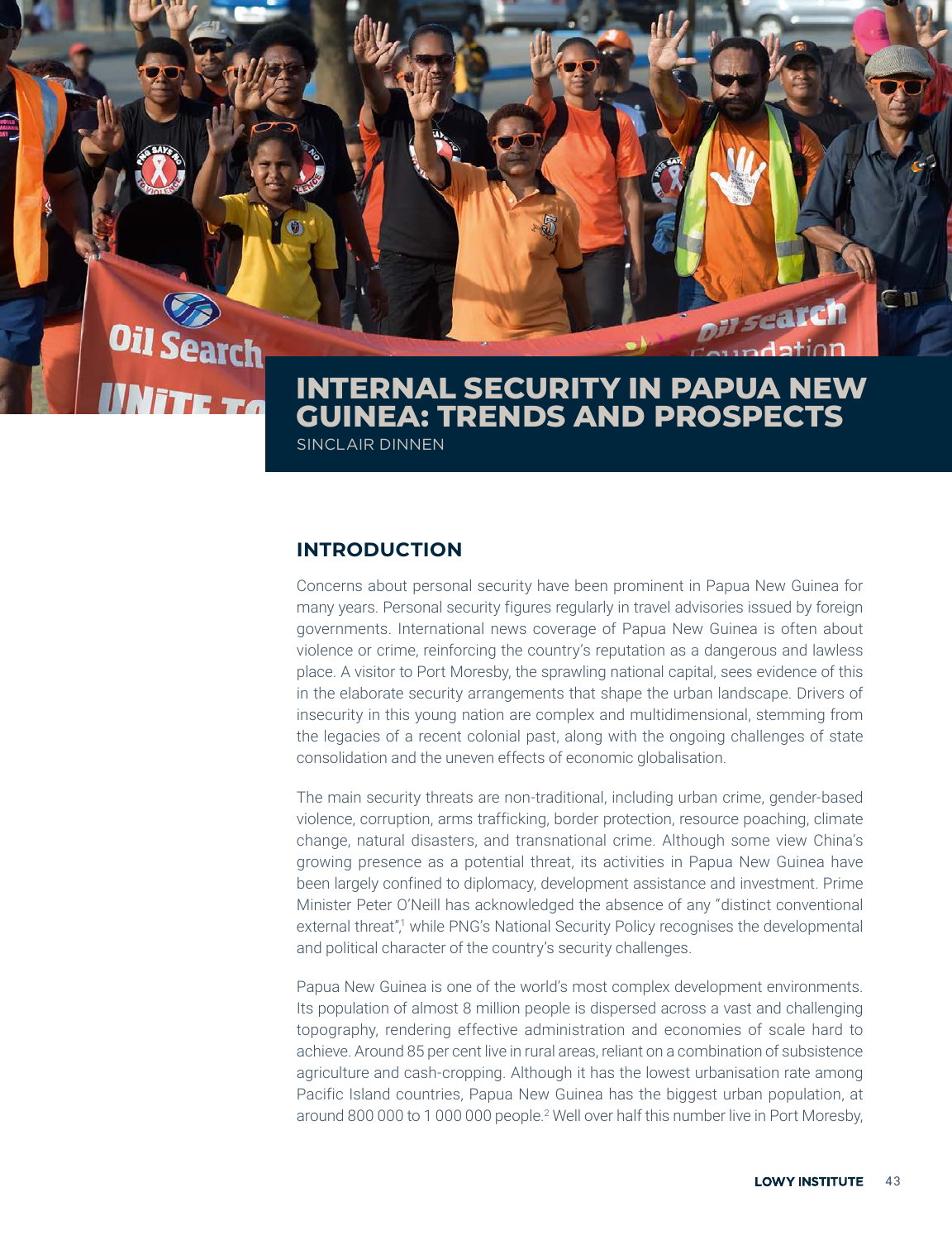# INTERNAL SECURITY IN PAPUA NEW GUINEA: TRENDS AND PROSPECTS

SINCLAIR DINNEN

## INTRODUCTION

Concerns about personal security have been prominent in Papua New Guinea for many years. Personal security figures regularly in travel advisories issued by foreign governments. International news coverage of Papua New Guinea is often about violence or crime, reinforcing the country's reputation as a dangerous and lawless place. A visitor to Port Moresby, the sprawling national capital, sees evidence of this in the elaborate security arrangements that shape the urban landscape. Drivers of insecurity in this young nation are complex and multidimensional, stemming from the legacies of a recent colonial past, along with the ongoing challenges of state consolidation and the uneven effects of economic globalisation.

The main security threats are non-traditional, including urban crime, gender-based violence, corruption, arms trafficking, border protection, resource poaching, climate change, natural disasters, and transnational crime. Although some view China's growing presence as a potential threat, its activities in Papua New Guinea have been largely confined to diplomacy, development assistance and investment. Prime Minister Peter O'Neill has acknowledged the absence of any "distinct conventional external threat",[1] while PNG's National Security Policy recognises the developmental and political character of the country's security challenges.

Papua New Guinea is one of the world's most complex development environments. Its population of almost 8 million people is dispersed across a vast and challenging topography, rendering effective administration and economies of scale hard to achieve. Around 85 per cent live in rural areas, reliant on a combination of subsistence agriculture and cash-cropping. Although it has the lowest urbanisation rate among Pacific Island countries, Papua New Guinea has the biggest urban population, at around 800 000 to 1 000 000 people.[2] Well over half this number live in Port Moresby,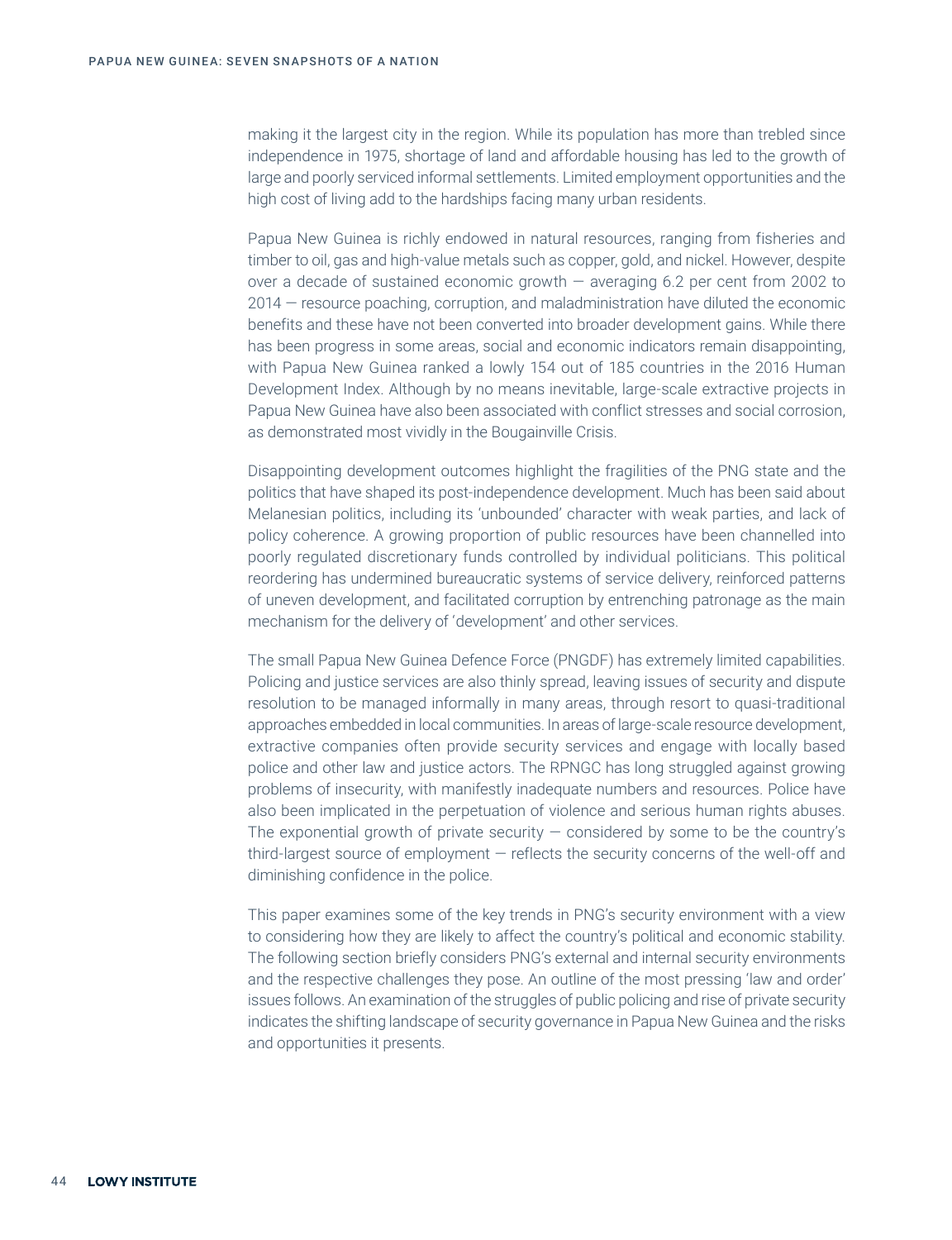making it the largest city in the region. While its population has more than trebled since independence in 1975, shortage of land and affordable housing has led to the growth of large and poorly serviced informal settlements. Limited employment opportunities and the high cost of living add to the hardships facing many urban residents.

Papua New Guinea is richly endowed in natural resources, ranging from fisheries and timber to oil, gas and high-value metals such as copper, gold, and nickel. However, despite over a decade of sustained economic growth — averaging 6.2 per cent from 2002 to 2014 — resource poaching, corruption, and maladministration have diluted the economic benefits and these have not been converted into broader development gains. While there has been progress in some areas, social and economic indicators remain disappointing, with Papua New Guinea ranked a lowly 154 out of 185 countries in the 2016 Human Development Index. Although by no means inevitable, large-scale extractive projects in Papua New Guinea have also been associated with conflict stresses and social corrosion, as demonstrated most vividly in the Bougainville Crisis.

Disappointing development outcomes highlight the fragilities of the PNG state and the politics that have shaped its post-independence development. Much has been said about Melanesian politics, including its 'unbounded' character with weak parties, and lack of policy coherence. A growing proportion of public resources have been channelled into poorly regulated discretionary funds controlled by individual politicians. This political reordering has undermined bureaucratic systems of service delivery, reinforced patterns of uneven development, and facilitated corruption by entrenching patronage as the main mechanism for the delivery of 'development' and other services.

The small Papua New Guinea Defence Force (PNGDF) has extremely limited capabilities. Policing and justice services are also thinly spread, leaving issues of security and dispute resolution to be managed informally in many areas, through resort to quasi-traditional approaches embedded in local communities. In areas of large-scale resource development, extractive companies often provide security services and engage with locally based police and other law and justice actors. The RPNGC has long struggled against growing problems of insecurity, with manifestly inadequate numbers and resources. Police have also been implicated in the perpetuation of violence and serious human rights abuses. The exponential growth of private security — considered by some to be the country's third-largest source of employment — reflects the security concerns of the well-off and diminishing confidence in the police.

This paper examines some of the key trends in PNG's security environment with a view to considering how they are likely to affect the country's political and economic stability. The following section briefly considers PNG's external and internal security environments and the respective challenges they pose. An outline of the most pressing 'law and order' issues follows. An examination of the struggles of public policing and rise of private security indicates the shifting landscape of security governance in Papua New Guinea and the risks and opportunities it presents.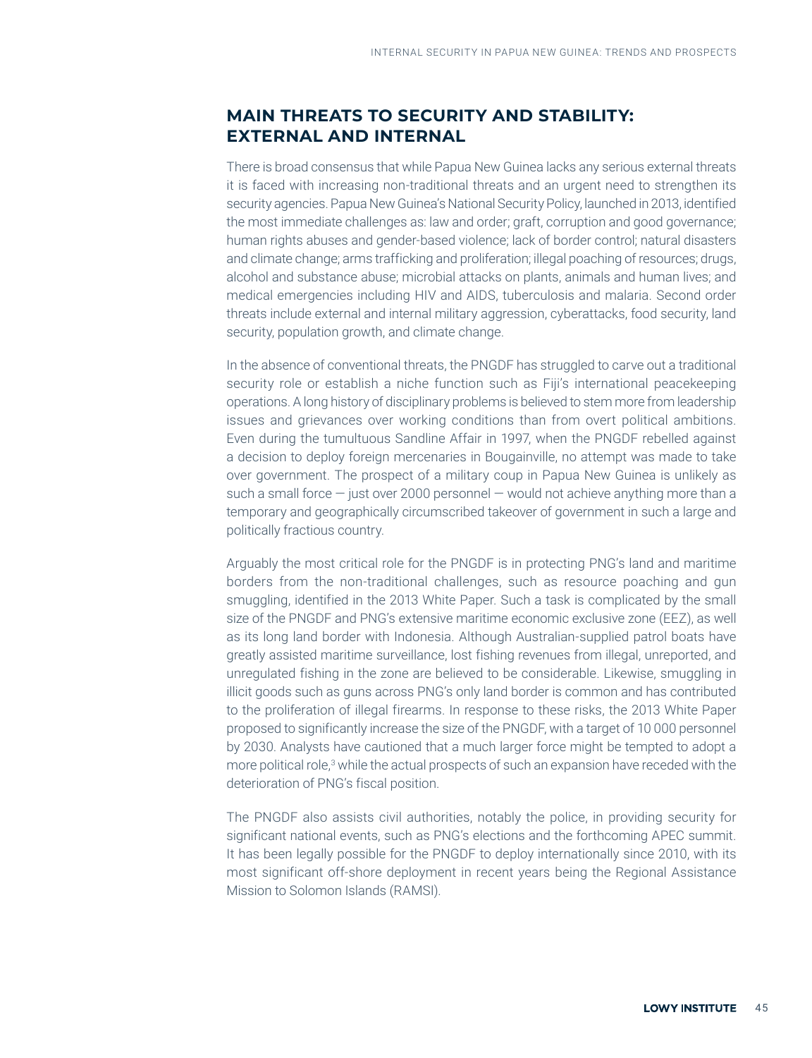## MAIN THREATS TO SECURITY AND STABILITY: EXTERNAL AND INTERNAL

There is broad consensus that while Papua New Guinea lacks any serious external threats it is faced with increasing non-traditional threats and an urgent need to strengthen its security agencies. Papua New Guinea's National Security Policy, launched in 2013, identified the most immediate challenges as: law and order; graft, corruption and good governance; human rights abuses and gender-based violence; lack of border control; natural disasters and climate change; arms trafficking and proliferation; illegal poaching of resources; drugs, alcohol and substance abuse; microbial attacks on plants, animals and human lives; and medical emergencies including HIV and AIDS, tuberculosis and malaria. Second order threats include external and internal military aggression, cyberattacks, food security, land security, population growth, and climate change.

In the absence of conventional threats, the PNGDF has struggled to carve out a traditional security role or establish a niche function such as Fiji's international peacekeeping operations. A long history of disciplinary problems is believed to stem more from leadership issues and grievances over working conditions than from overt political ambitions. Even during the tumultuous Sandline Affair in 1997, when the PNGDF rebelled against a decision to deploy foreign mercenaries in Bougainville, no attempt was made to take over government. The prospect of a military coup in Papua New Guinea is unlikely as such a small force — just over 2000 personnel — would not achieve anything more than a temporary and geographically circumscribed takeover of government in such a large and politically fractious country.

Arguably the most critical role for the PNGDF is in protecting PNG's land and maritime borders from the non-traditional challenges, such as resource poaching and gun smuggling, identified in the 2013 White Paper. Such a task is complicated by the small size of the PNGDF and PNG's extensive maritime economic exclusive zone (EEZ), as well as its long land border with Indonesia. Although Australian-supplied patrol boats have greatly assisted maritime surveillance, lost fishing revenues from illegal, unreported, and unregulated fishing in the zone are believed to be considerable. Likewise, smuggling in illicit goods such as guns across PNG's only land border is common and has contributed to the proliferation of illegal firearms. In response to these risks, the 2013 White Paper proposed to significantly increase the size of the PNGDF, with a target of 10 000 personnel by 2030. Analysts have cautioned that a much larger force might be tempted to adopt a more political role,[3] while the actual prospects of such an expansion have receded with the deterioration of PNG's fiscal position.

The PNGDF also assists civil authorities, notably the police, in providing security for significant national events, such as PNG's elections and the forthcoming APEC summit. It has been legally possible for the PNGDF to deploy internationally since 2010, with its most significant off-shore deployment in recent years being the Regional Assistance Mission to Solomon Islands (RAMSI).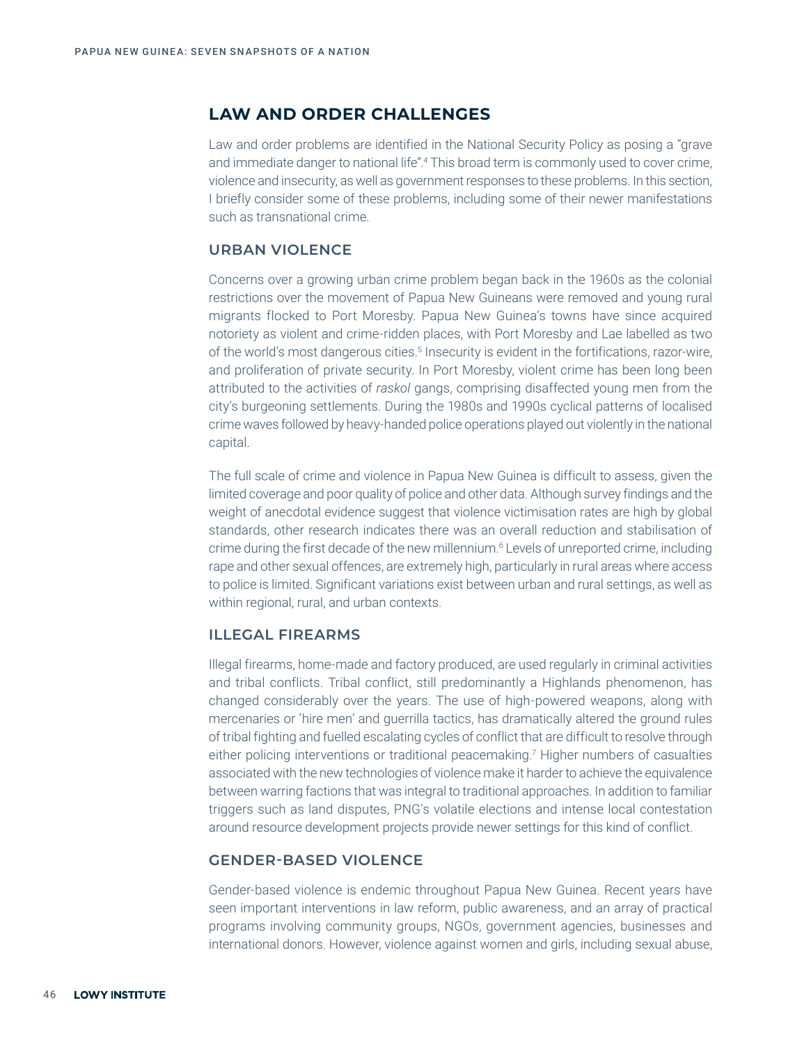## LAW AND ORDER CHALLENGES

Law and order problems are identified in the National Security Policy as posing a "grave and immediate danger to national life".[4] This broad term is commonly used to cover crime, violence and insecurity, as well as government responses to these problems. In this section, I briefly consider some of these problems, including some of their newer manifestations such as transnational crime.

### URBAN VIOLENCE

Concerns over a growing urban crime problem began back in the 1960s as the colonial restrictions over the movement of Papua New Guineans were removed and young rural migrants flocked to Port Moresby. Papua New Guinea's towns have since acquired notoriety as violent and crime-ridden places, with Port Moresby and Lae labelled as two of the world's most dangerous cities.[5] Insecurity is evident in the fortifications, razor-wire, and proliferation of private security. In Port Moresby, violent crime has been long been attributed to the activities of *raskol* gangs, comprising disaffected young men from the city's burgeoning settlements. During the 1980s and 1990s cyclical patterns of localised crime waves followed by heavy-handed police operations played out violently in the national capital.

The full scale of crime and violence in Papua New Guinea is difficult to assess, given the limited coverage and poor quality of police and other data. Although survey findings and the weight of anecdotal evidence suggest that violence victimisation rates are high by global standards, other research indicates there was an overall reduction and stabilisation of crime during the first decade of the new millennium.[6] Levels of unreported crime, including rape and other sexual offences, are extremely high, particularly in rural areas where access to police is limited. Significant variations exist between urban and rural settings, as well as within regional, rural, and urban contexts.

### ILLEGAL FIREARMS

Illegal firearms, home-made and factory produced, are used regularly in criminal activities and tribal conflicts. Tribal conflict, still predominantly a Highlands phenomenon, has changed considerably over the years. The use of high-powered weapons, along with mercenaries or 'hire men' and guerrilla tactics, has dramatically altered the ground rules of tribal fighting and fuelled escalating cycles of conflict that are difficult to resolve through either policing interventions or traditional peacemaking.[7] Higher numbers of casualties associated with the new technologies of violence make it harder to achieve the equivalence between warring factions that was integral to traditional approaches. In addition to familiar triggers such as land disputes, PNG's volatile elections and intense local contestation around resource development projects provide newer settings for this kind of conflict.

### GENDER-BASED VIOLENCE

Gender-based violence is endemic throughout Papua New Guinea. Recent years have seen important interventions in law reform, public awareness, and an array of practical programs involving community groups, NGOs, government agencies, businesses and international donors. However, violence against women and girls, including sexual abuse,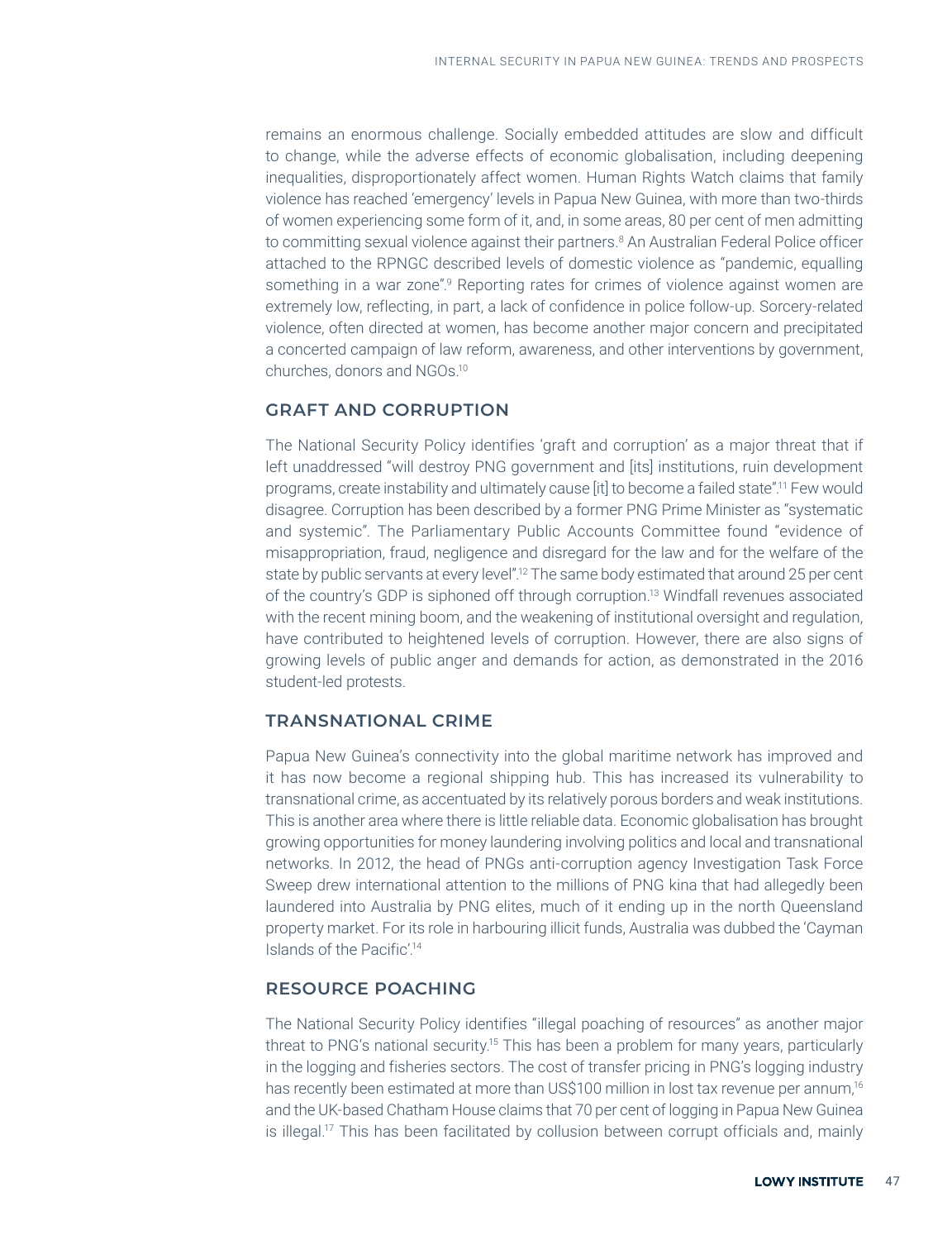remains an enormous challenge. Socially embedded attitudes are slow and difficult to change, while the adverse effects of economic globalisation, including deepening inequalities, disproportionately affect women. Human Rights Watch claims that family violence has reached 'emergency' levels in Papua New Guinea, with more than two-thirds of women experiencing some form of it, and, in some areas, 80 per cent of men admitting to committing sexual violence against their partners.[8] An Australian Federal Police officer attached to the RPNGC described levels of domestic violence as "pandemic, equalling something in a war zone".[9] Reporting rates for crimes of violence against women are extremely low, reflecting, in part, a lack of confidence in police follow-up. Sorcery-related violence, often directed at women, has become another major concern and precipitated a concerted campaign of law reform, awareness, and other interventions by government, churches, donors and NGOs.[10]

## GRAFT AND CORRUPTION

The National Security Policy identifies 'graft and corruption' as a major threat that if left unaddressed "will destroy PNG government and [its] institutions, ruin development programs, create instability and ultimately cause [it] to become a failed state".[11] Few would disagree. Corruption has been described by a former PNG Prime Minister as "systematic and systemic". The Parliamentary Public Accounts Committee found "evidence of misappropriation, fraud, negligence and disregard for the law and for the welfare of the state by public servants at every level".[12] The same body estimated that around 25 per cent of the country's GDP is siphoned off through corruption.[13] Windfall revenues associated with the recent mining boom, and the weakening of institutional oversight and regulation, have contributed to heightened levels of corruption. However, there are also signs of growing levels of public anger and demands for action, as demonstrated in the 2016 student-led protests.

## TRANSNATIONAL CRIME

Papua New Guinea's connectivity into the global maritime network has improved and it has now become a regional shipping hub. This has increased its vulnerability to transnational crime, as accentuated by its relatively porous borders and weak institutions. This is another area where there is little reliable data. Economic globalisation has brought growing opportunities for money laundering involving politics and local and transnational networks. In 2012, the head of PNGs anti-corruption agency Investigation Task Force Sweep drew international attention to the millions of PNG kina that had allegedly been laundered into Australia by PNG elites, much of it ending up in the north Queensland property market. For its role in harbouring illicit funds, Australia was dubbed the 'Cayman Islands of the Pacific'.[14]

## RESOURCE POACHING

The National Security Policy identifies "illegal poaching of resources" as another major threat to PNG's national security.[15] This has been a problem for many years, particularly in the logging and fisheries sectors. The cost of transfer pricing in PNG's logging industry has recently been estimated at more than US$100 million in lost tax revenue per annum,[16] and the UK-based Chatham House claims that 70 per cent of logging in Papua New Guinea is illegal.[17] This has been facilitated by collusion between corrupt officials and, mainly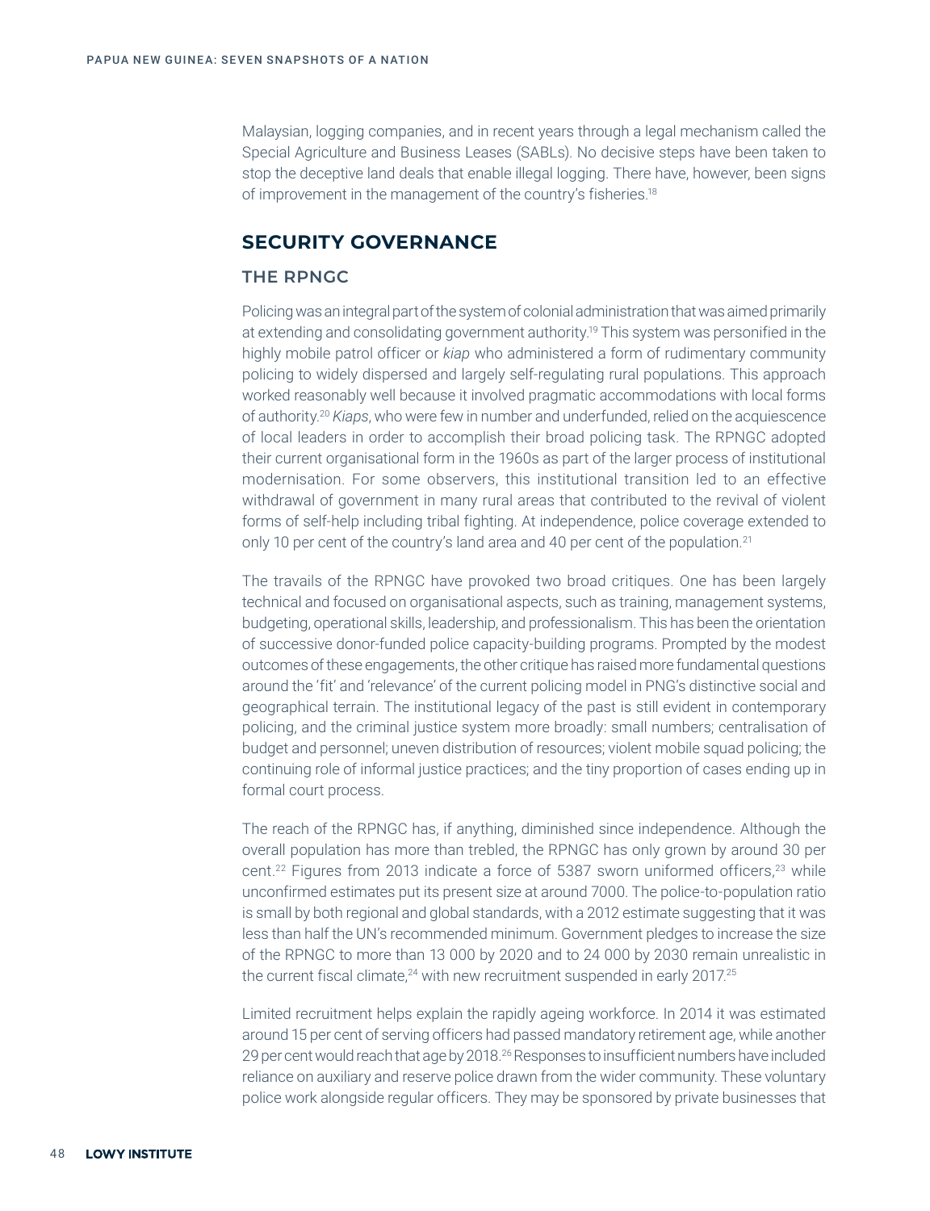Malaysian, logging companies, and in recent years through a legal mechanism called the Special Agriculture and Business Leases (SABLs). No decisive steps have been taken to stop the deceptive land deals that enable illegal logging. There have, however, been signs of improvement in the management of the country's fisheries.[18]

## SECURITY GOVERNANCE

### THE RPNGC

Policing was an integral part of the system of colonial administration that was aimed primarily at extending and consolidating government authority.[19] This system was personified in the highly mobile patrol officer or *kiap* who administered a form of rudimentary community policing to widely dispersed and largely self-regulating rural populations. This approach worked reasonably well because it involved pragmatic accommodations with local forms of authority.[20] *Kiaps*, who were few in number and underfunded, relied on the acquiescence of local leaders in order to accomplish their broad policing task. The RPNGC adopted their current organisational form in the 1960s as part of the larger process of institutional modernisation. For some observers, this institutional transition led to an effective withdrawal of government in many rural areas that contributed to the revival of violent forms of self-help including tribal fighting. At independence, police coverage extended to only 10 per cent of the country's land area and 40 per cent of the population.[21]

The travails of the RPNGC have provoked two broad critiques. One has been largely technical and focused on organisational aspects, such as training, management systems, budgeting, operational skills, leadership, and professionalism. This has been the orientation of successive donor-funded police capacity-building programs. Prompted by the modest outcomes of these engagements, the other critique has raised more fundamental questions around the 'fit' and 'relevance' of the current policing model in PNG's distinctive social and geographical terrain. The institutional legacy of the past is still evident in contemporary policing, and the criminal justice system more broadly: small numbers; centralisation of budget and personnel; uneven distribution of resources; violent mobile squad policing; the continuing role of informal justice practices; and the tiny proportion of cases ending up in formal court process.

The reach of the RPNGC has, if anything, diminished since independence. Although the overall population has more than trebled, the RPNGC has only grown by around 30 per cent.[22] Figures from 2013 indicate a force of 5387 sworn uniformed officers,[23] while unconfirmed estimates put its present size at around 7000. The police-to-population ratio is small by both regional and global standards, with a 2012 estimate suggesting that it was less than half the UN's recommended minimum. Government pledges to increase the size of the RPNGC to more than 13 000 by 2020 and to 24 000 by 2030 remain unrealistic in the current fiscal climate,[24] with new recruitment suspended in early 2017.[25]

Limited recruitment helps explain the rapidly ageing workforce. In 2014 it was estimated around 15 per cent of serving officers had passed mandatory retirement age, while another 29 per cent would reach that age by 2018.[26] Responses to insufficient numbers have included reliance on auxiliary and reserve police drawn from the wider community. These voluntary police work alongside regular officers. They may be sponsored by private businesses that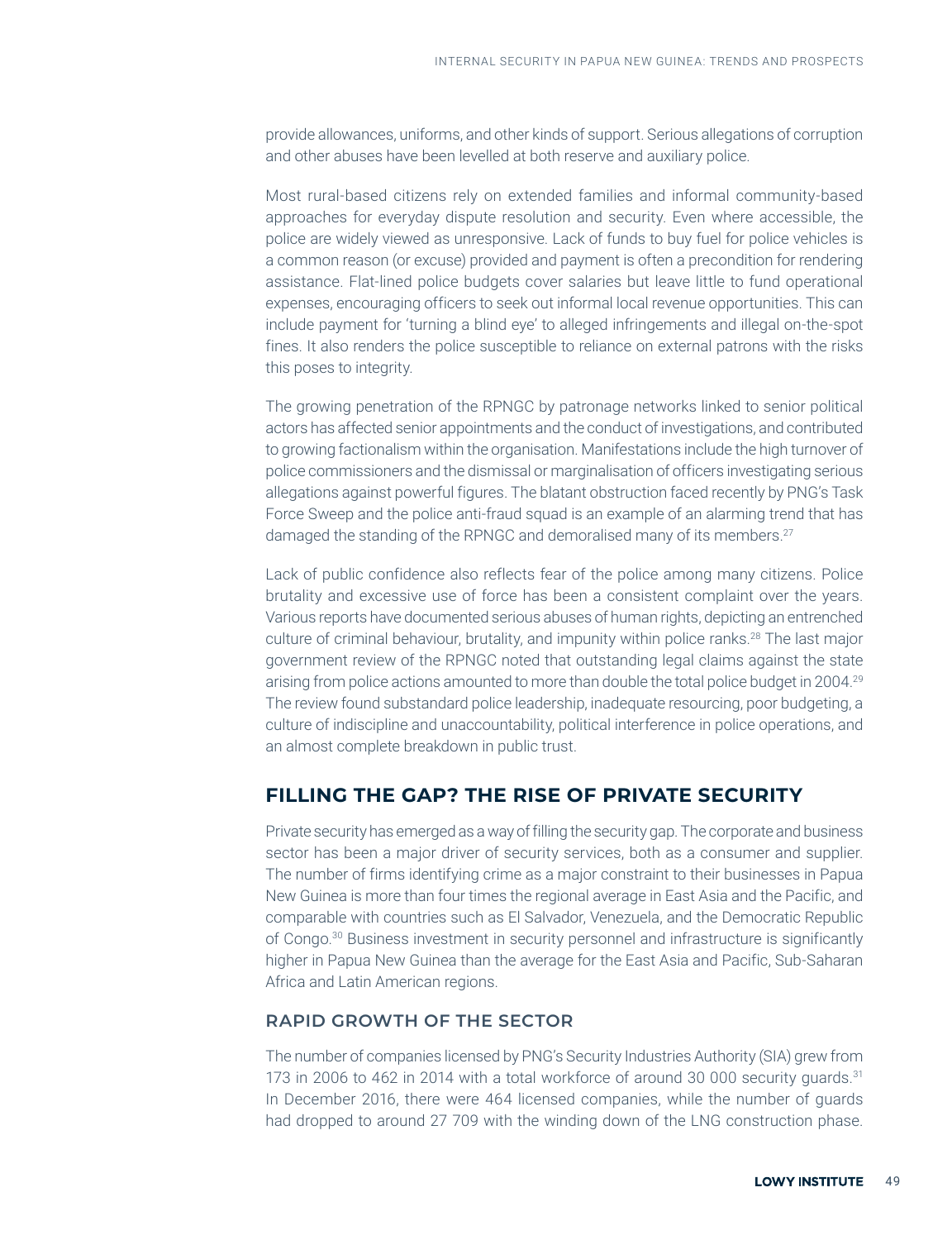provide allowances, uniforms, and other kinds of support. Serious allegations of corruption and other abuses have been levelled at both reserve and auxiliary police.

Most rural-based citizens rely on extended families and informal community-based approaches for everyday dispute resolution and security. Even where accessible, the police are widely viewed as unresponsive. Lack of funds to buy fuel for police vehicles is a common reason (or excuse) provided and payment is often a precondition for rendering assistance. Flat-lined police budgets cover salaries but leave little to fund operational expenses, encouraging officers to seek out informal local revenue opportunities. This can include payment for 'turning a blind eye' to alleged infringements and illegal on-the-spot fines. It also renders the police susceptible to reliance on external patrons with the risks this poses to integrity.

The growing penetration of the RPNGC by patronage networks linked to senior political actors has affected senior appointments and the conduct of investigations, and contributed to growing factionalism within the organisation. Manifestations include the high turnover of police commissioners and the dismissal or marginalisation of officers investigating serious allegations against powerful figures. The blatant obstruction faced recently by PNG's Task Force Sweep and the police anti-fraud squad is an example of an alarming trend that has damaged the standing of the RPNGC and demoralised many of its members.[27]

Lack of public confidence also reflects fear of the police among many citizens. Police brutality and excessive use of force has been a consistent complaint over the years. Various reports have documented serious abuses of human rights, depicting an entrenched culture of criminal behaviour, brutality, and impunity within police ranks.[28] The last major government review of the RPNGC noted that outstanding legal claims against the state arising from police actions amounted to more than double the total police budget in 2004.[29] The review found substandard police leadership, inadequate resourcing, poor budgeting, a culture of indiscipline and unaccountability, political interference in police operations, and an almost complete breakdown in public trust.

## FILLING THE GAP? THE RISE OF PRIVATE SECURITY

Private security has emerged as a way of filling the security gap. The corporate and business sector has been a major driver of security services, both as a consumer and supplier. The number of firms identifying crime as a major constraint to their businesses in Papua New Guinea is more than four times the regional average in East Asia and the Pacific, and comparable with countries such as El Salvador, Venezuela, and the Democratic Republic of Congo.[30] Business investment in security personnel and infrastructure is significantly higher in Papua New Guinea than the average for the East Asia and Pacific, Sub-Saharan Africa and Latin American regions.

### RAPID GROWTH OF THE SECTOR

The number of companies licensed by PNG's Security Industries Authority (SIA) grew from 173 in 2006 to 462 in 2014 with a total workforce of around 30 000 security guards.[31] In December 2016, there were 464 licensed companies, while the number of guards had dropped to around 27 709 with the winding down of the LNG construction phase.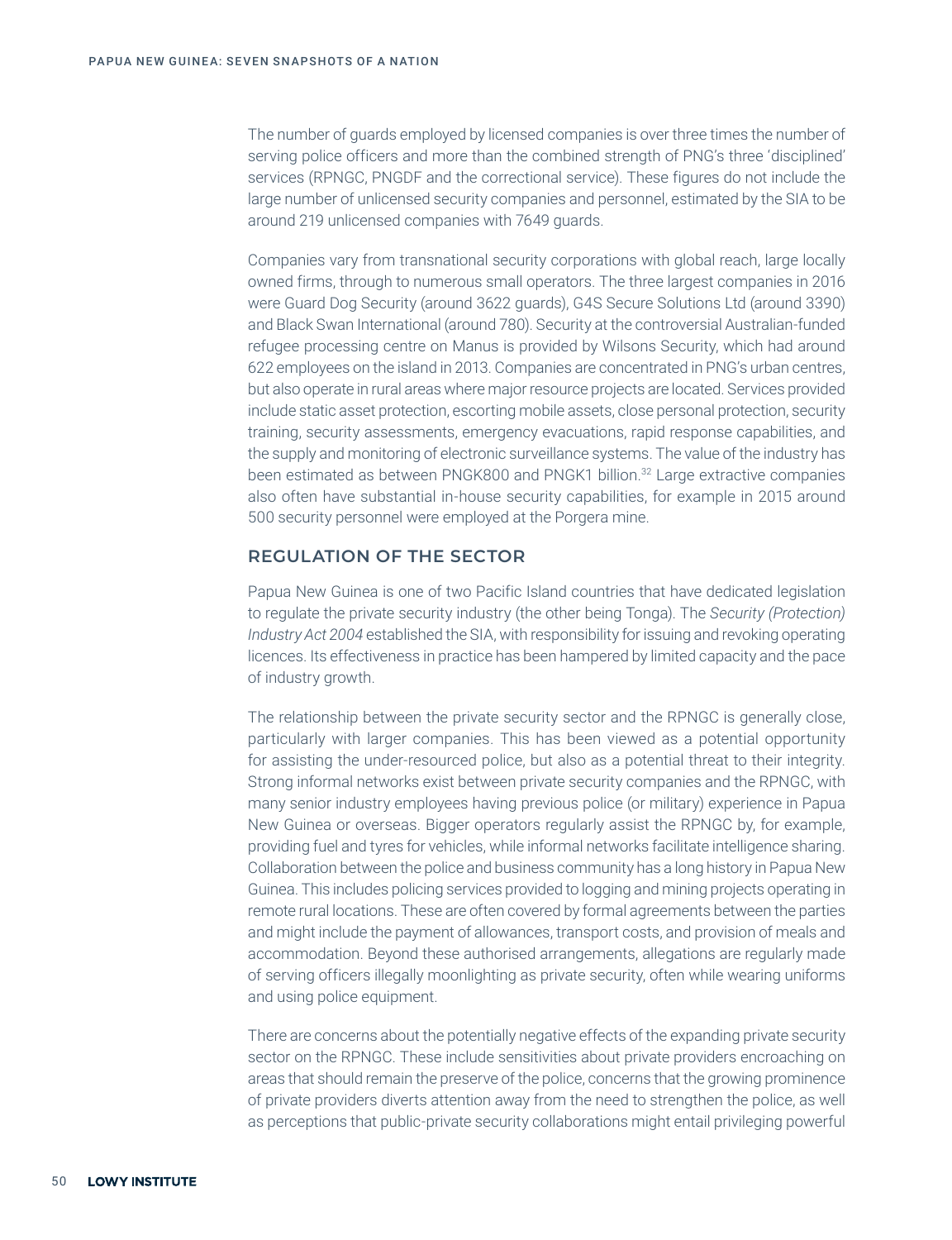The number of guards employed by licensed companies is over three times the number of serving police officers and more than the combined strength of PNG's three 'disciplined' services (RPNGC, PNGDF and the correctional service). These figures do not include the large number of unlicensed security companies and personnel, estimated by the SIA to be around 219 unlicensed companies with 7649 guards.

Companies vary from transnational security corporations with global reach, large locally owned firms, through to numerous small operators. The three largest companies in 2016 were Guard Dog Security (around 3622 guards), G4S Secure Solutions Ltd (around 3390) and Black Swan International (around 780). Security at the controversial Australian-funded refugee processing centre on Manus is provided by Wilsons Security, which had around 622 employees on the island in 2013. Companies are concentrated in PNG's urban centres, but also operate in rural areas where major resource projects are located. Services provided include static asset protection, escorting mobile assets, close personal protection, security training, security assessments, emergency evacuations, rapid response capabilities, and the supply and monitoring of electronic surveillance systems. The value of the industry has been estimated as between PNGK800 and PNGK1 billion.[32] Large extractive companies also often have substantial in-house security capabilities, for example in 2015 around 500 security personnel were employed at the Porgera mine.

## REGULATION OF THE SECTOR

Papua New Guinea is one of two Pacific Island countries that have dedicated legislation to regulate the private security industry (the other being Tonga). The *Security (Protection) Industry Act 2004* established the SIA, with responsibility for issuing and revoking operating licences. Its effectiveness in practice has been hampered by limited capacity and the pace of industry growth.

The relationship between the private security sector and the RPNGC is generally close, particularly with larger companies. This has been viewed as a potential opportunity for assisting the under-resourced police, but also as a potential threat to their integrity. Strong informal networks exist between private security companies and the RPNGC, with many senior industry employees having previous police (or military) experience in Papua New Guinea or overseas. Bigger operators regularly assist the RPNGC by, for example, providing fuel and tyres for vehicles, while informal networks facilitate intelligence sharing. Collaboration between the police and business community has a long history in Papua New Guinea. This includes policing services provided to logging and mining projects operating in remote rural locations. These are often covered by formal agreements between the parties and might include the payment of allowances, transport costs, and provision of meals and accommodation. Beyond these authorised arrangements, allegations are regularly made of serving officers illegally moonlighting as private security, often while wearing uniforms and using police equipment.

There are concerns about the potentially negative effects of the expanding private security sector on the RPNGC. These include sensitivities about private providers encroaching on areas that should remain the preserve of the police, concerns that the growing prominence of private providers diverts attention away from the need to strengthen the police, as well as perceptions that public-private security collaborations might entail privileging powerful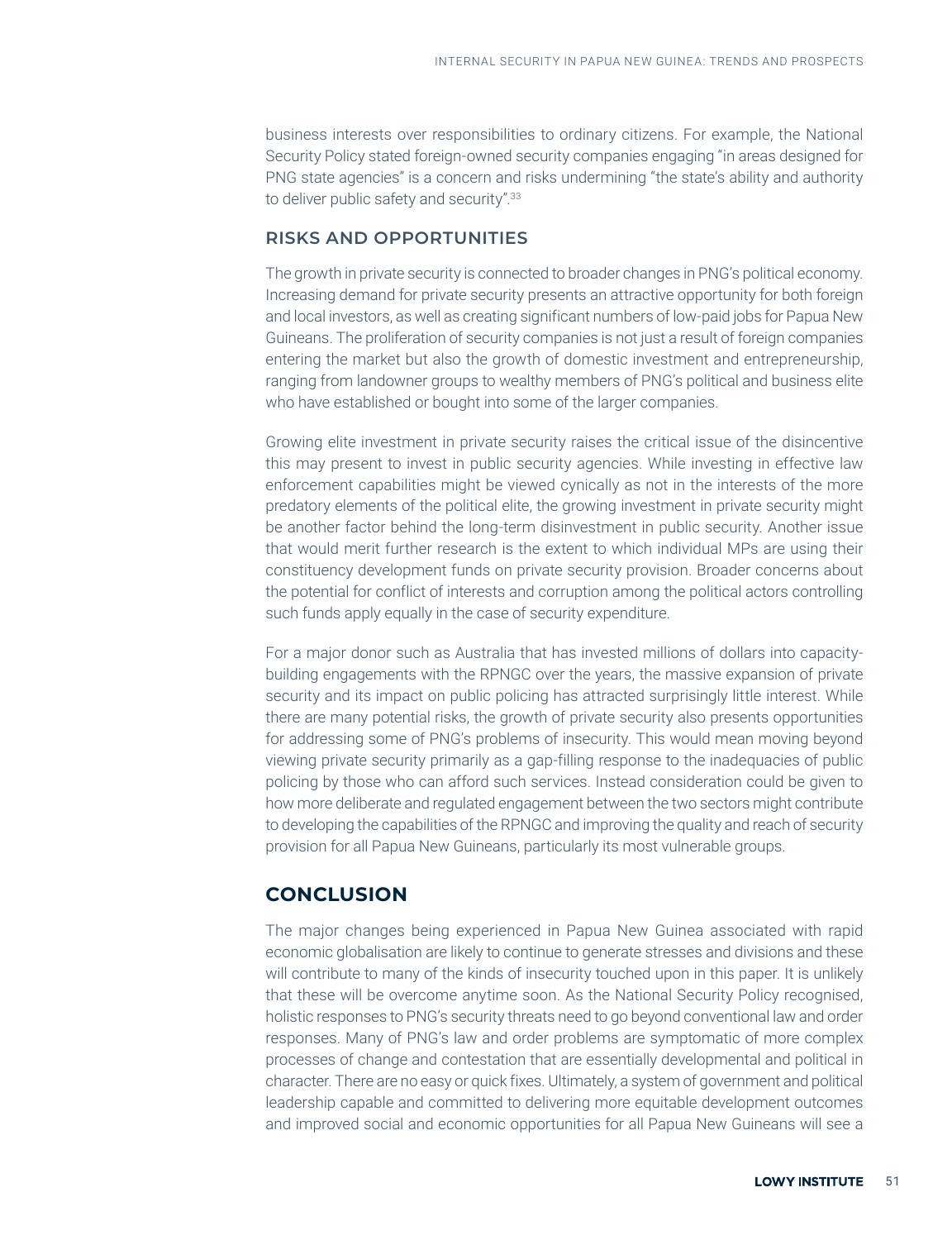business interests over responsibilities to ordinary citizens. For example, the National Security Policy stated foreign-owned security companies engaging "in areas designed for PNG state agencies" is a concern and risks undermining "the state's ability and authority to deliver public safety and security".[33]

### RISKS AND OPPORTUNITIES

The growth in private security is connected to broader changes in PNG's political economy. Increasing demand for private security presents an attractive opportunity for both foreign and local investors, as well as creating significant numbers of low-paid jobs for Papua New Guineans. The proliferation of security companies is not just a result of foreign companies entering the market but also the growth of domestic investment and entrepreneurship, ranging from landowner groups to wealthy members of PNG's political and business elite who have established or bought into some of the larger companies.

Growing elite investment in private security raises the critical issue of the disincentive this may present to invest in public security agencies. While investing in effective law enforcement capabilities might be viewed cynically as not in the interests of the more predatory elements of the political elite, the growing investment in private security might be another factor behind the long-term disinvestment in public security. Another issue that would merit further research is the extent to which individual MPs are using their constituency development funds on private security provision. Broader concerns about the potential for conflict of interests and corruption among the political actors controlling such funds apply equally in the case of security expenditure.

For a major donor such as Australia that has invested millions of dollars into capacity-building engagements with the RPNGC over the years, the massive expansion of private security and its impact on public policing has attracted surprisingly little interest. While there are many potential risks, the growth of private security also presents opportunities for addressing some of PNG's problems of insecurity. This would mean moving beyond viewing private security primarily as a gap-filling response to the inadequacies of public policing by those who can afford such services. Instead consideration could be given to how more deliberate and regulated engagement between the two sectors might contribute to developing the capabilities of the RPNGC and improving the quality and reach of security provision for all Papua New Guineans, particularly its most vulnerable groups.

## CONCLUSION

The major changes being experienced in Papua New Guinea associated with rapid economic globalisation are likely to continue to generate stresses and divisions and these will contribute to many of the kinds of insecurity touched upon in this paper. It is unlikely that these will be overcome anytime soon. As the National Security Policy recognised, holistic responses to PNG's security threats need to go beyond conventional law and order responses. Many of PNG's law and order problems are symptomatic of more complex processes of change and contestation that are essentially developmental and political in character. There are no easy or quick fixes. Ultimately, a system of government and political leadership capable and committed to delivering more equitable development outcomes and improved social and economic opportunities for all Papua New Guineans will see a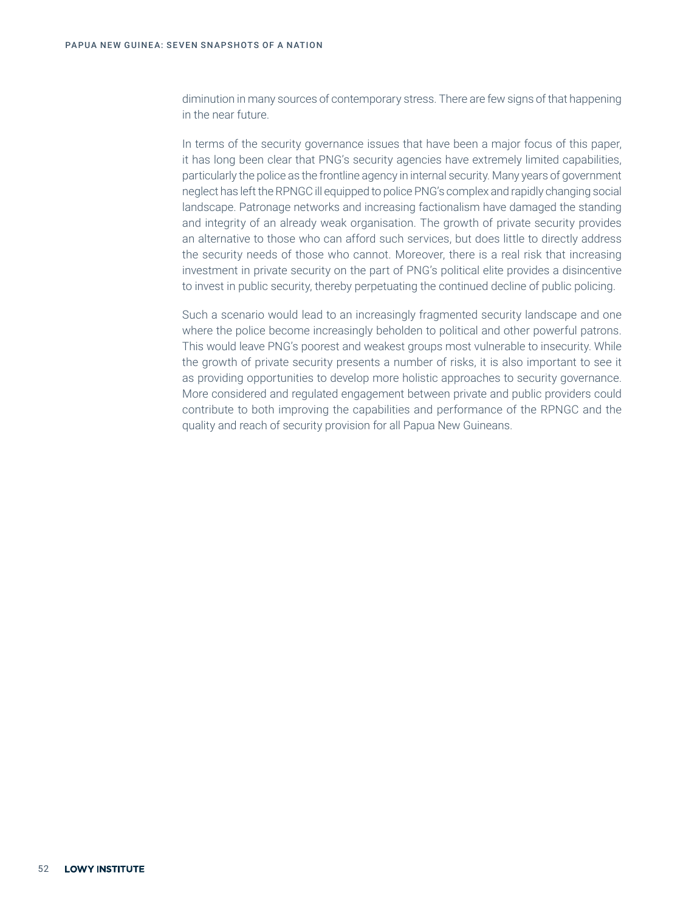diminution in many sources of contemporary stress. There are few signs of that happening in the near future.

In terms of the security governance issues that have been a major focus of this paper, it has long been clear that PNG's security agencies have extremely limited capabilities, particularly the police as the frontline agency in internal security. Many years of government neglect has left the RPNGC ill equipped to police PNG's complex and rapidly changing social landscape. Patronage networks and increasing factionalism have damaged the standing and integrity of an already weak organisation. The growth of private security provides an alternative to those who can afford such services, but does little to directly address the security needs of those who cannot. Moreover, there is a real risk that increasing investment in private security on the part of PNG's political elite provides a disincentive to invest in public security, thereby perpetuating the continued decline of public policing.

Such a scenario would lead to an increasingly fragmented security landscape and one where the police become increasingly beholden to political and other powerful patrons. This would leave PNG's poorest and weakest groups most vulnerable to insecurity. While the growth of private security presents a number of risks, it is also important to see it as providing opportunities to develop more holistic approaches to security governance. More considered and regulated engagement between private and public providers could contribute to both improving the capabilities and performance of the RPNGC and the quality and reach of security provision for all Papua New Guineans.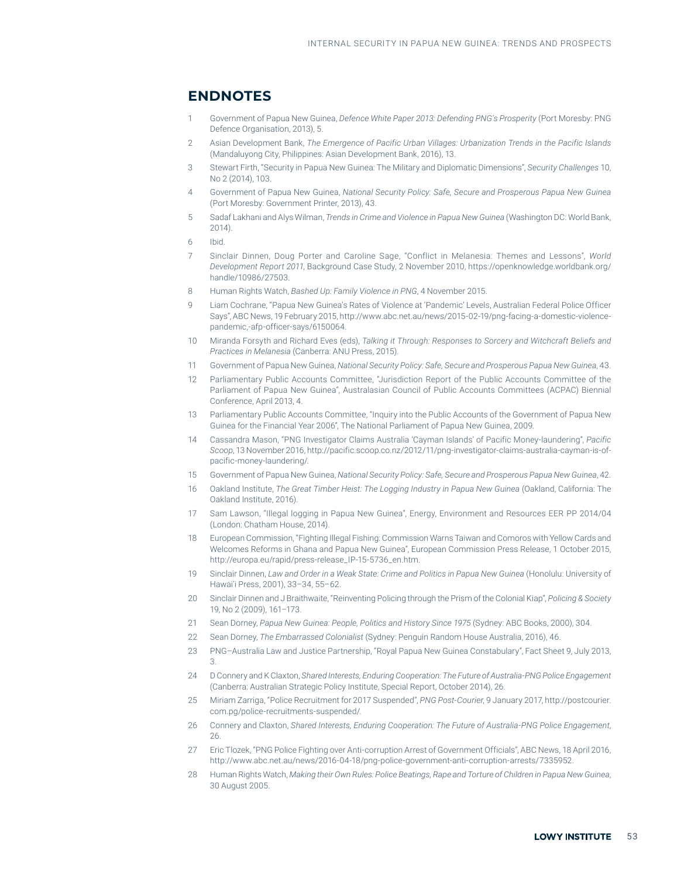## ENDNOTES

1. Government of Papua New Guinea, *Defence White Paper 2013: Defending PNG's Prosperity* (Port Moresby: PNG Defence Organisation, 2013), 5.
2. Asian Development Bank, *The Emergence of Pacific Urban Villages: Urbanization Trends in the Pacific Islands* (Mandaluyong City, Philippines: Asian Development Bank, 2016), 13.
3. Stewart Firth, "Security in Papua New Guinea: The Military and Diplomatic Dimensions", *Security Challenges* 10, No 2 (2014), 103.
4. Government of Papua New Guinea, *National Security Policy: Safe, Secure and Prosperous Papua New Guinea* (Port Moresby: Government Printer, 2013), 43.
5. Sadaf Lakhani and Alys Wilman, *Trends in Crime and Violence in Papua New Guinea* (Washington DC: World Bank, 2014).
6. Ibid.
7. Sinclair Dinnen, Doug Porter and Caroline Sage, "Conflict in Melanesia: Themes and Lessons", *World Development Report 2011*, Background Case Study, 2 November 2010, https://openknowledge.worldbank.org/handle/10986/27503.
8. Human Rights Watch, *Bashed Up: Family Violence in PNG*, 4 November 2015.
9. Liam Cochrane, "Papua New Guinea's Rates of Violence at 'Pandemic' Levels, Australian Federal Police Officer Says", ABC News, 19 February 2015, http://www.abc.net.au/news/2015-02-19/png-facing-a-domestic-violence-pandemic,-afp-officer-says/6150064.
10. Miranda Forsyth and Richard Eves (eds), *Talking it Through: Responses to Sorcery and Witchcraft Beliefs and Practices in Melanesia* (Canberra: ANU Press, 2015).
11. Government of Papua New Guinea, *National Security Policy: Safe, Secure and Prosperous Papua New Guinea*, 43.
12. Parliamentary Public Accounts Committee, "Jurisdiction Report of the Public Accounts Committee of the Parliament of Papua New Guinea", Australasian Council of Public Accounts Committees (ACPAC) Biennial Conference, April 2013, 4.
13. Parliamentary Public Accounts Committee, "Inquiry into the Public Accounts of the Government of Papua New Guinea for the Financial Year 2006", The National Parliament of Papua New Guinea, 2009.
14. Cassandra Mason, "PNG Investigator Claims Australia 'Cayman Islands' of Pacific Money-laundering", *Pacific Scoop*, 13 November 2016, http://pacific.scoop.co.nz/2012/11/png-investigator-claims-australia-cayman-is-of-pacific-money-laundering/.
15. Government of Papua New Guinea, *National Security Policy: Safe, Secure and Prosperous Papua New Guinea*, 42.
16. Oakland Institute, *The Great Timber Heist: The Logging Industry in Papua New Guinea* (Oakland, California: The Oakland Institute, 2016).
17. Sam Lawson, "Illegal logging in Papua New Guinea", Energy, Environment and Resources EER PP 2014/04 (London: Chatham House, 2014).
18. European Commission, "Fighting Illegal Fishing: Commission Warns Taiwan and Comoros with Yellow Cards and Welcomes Reforms in Ghana and Papua New Guinea", European Commission Press Release, 1 October 2015, http://europa.eu/rapid/press-release_IP-15-5736_en.htm.
19. Sinclair Dinnen, *Law and Order in a Weak State: Crime and Politics in Papua New Guinea* (Honolulu: University of Hawai'i Press, 2001), 33–34, 55–62.
20. Sinclair Dinnen and J Braithwaite, "Reinventing Policing through the Prism of the Colonial Kiap", *Policing & Society* 19, No 2 (2009), 161–173.
21. Sean Dorney, *Papua New Guinea: People, Politics and History Since 1975* (Sydney: ABC Books, 2000), 304.
22. Sean Dorney, *The Embarrassed Colonialist* (Sydney: Penguin Random House Australia, 2016), 46.
23. PNG–Australia Law and Justice Partnership, "Royal Papua New Guinea Constabulary", Fact Sheet 9, July 2013, 3.
24. D Connery and K Claxton, *Shared Interests, Enduring Cooperation: The Future of Australia-PNG Police Engagement* (Canberra: Australian Strategic Policy Institute, Special Report, October 2014), 26.
25. Miriam Zarriga, "Police Recruitment for 2017 Suspended", *PNG Post-Courier*, 9 January 2017, http://postcourier.com.pg/police-recruitments-suspended/.
26. Connery and Claxton, *Shared Interests, Enduring Cooperation: The Future of Australia-PNG Police Engagement*, 26.
27. Eric Tlozek, "PNG Police Fighting over Anti-corruption Arrest of Government Officials", ABC News, 18 April 2016, http://www.abc.net.au/news/2016-04-18/png-police-government-anti-corruption-arrests/7335952.
28. Human Rights Watch, *Making their Own Rules: Police Beatings, Rape and Torture of Children in Papua New Guinea*, 30 August 2005.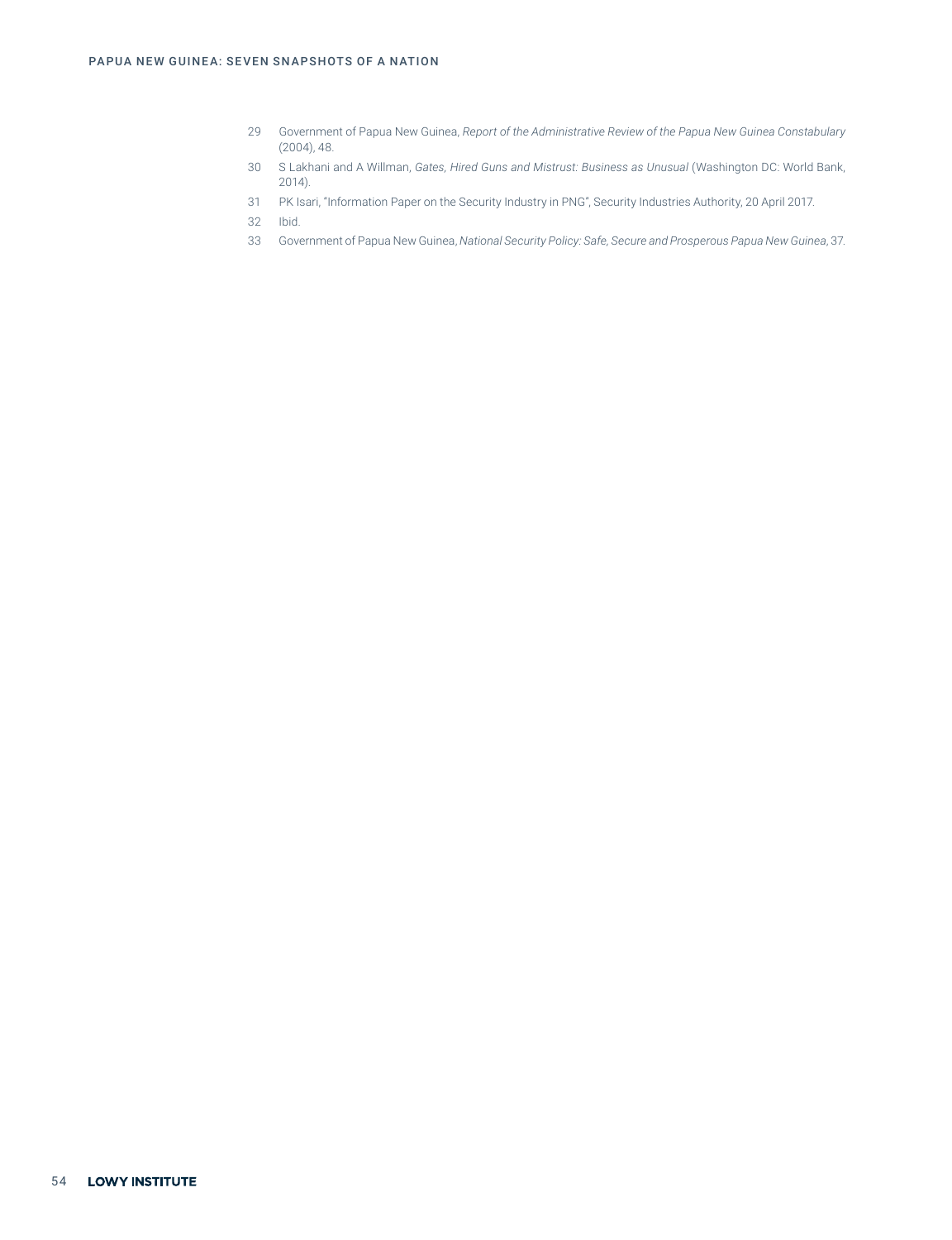29 Government of Papua New Guinea, *Report of the Administrative Review of the Papua New Guinea Constabulary* (2004), 48.

30 S Lakhani and A Willman, *Gates, Hired Guns and Mistrust: Business as Unusual* (Washington DC: World Bank, 2014).

31 PK Isari, "Information Paper on the Security Industry in PNG", Security Industries Authority, 20 April 2017.

32 Ibid.

33 Government of Papua New Guinea, *National Security Policy: Safe, Secure and Prosperous Papua New Guinea*, 37.